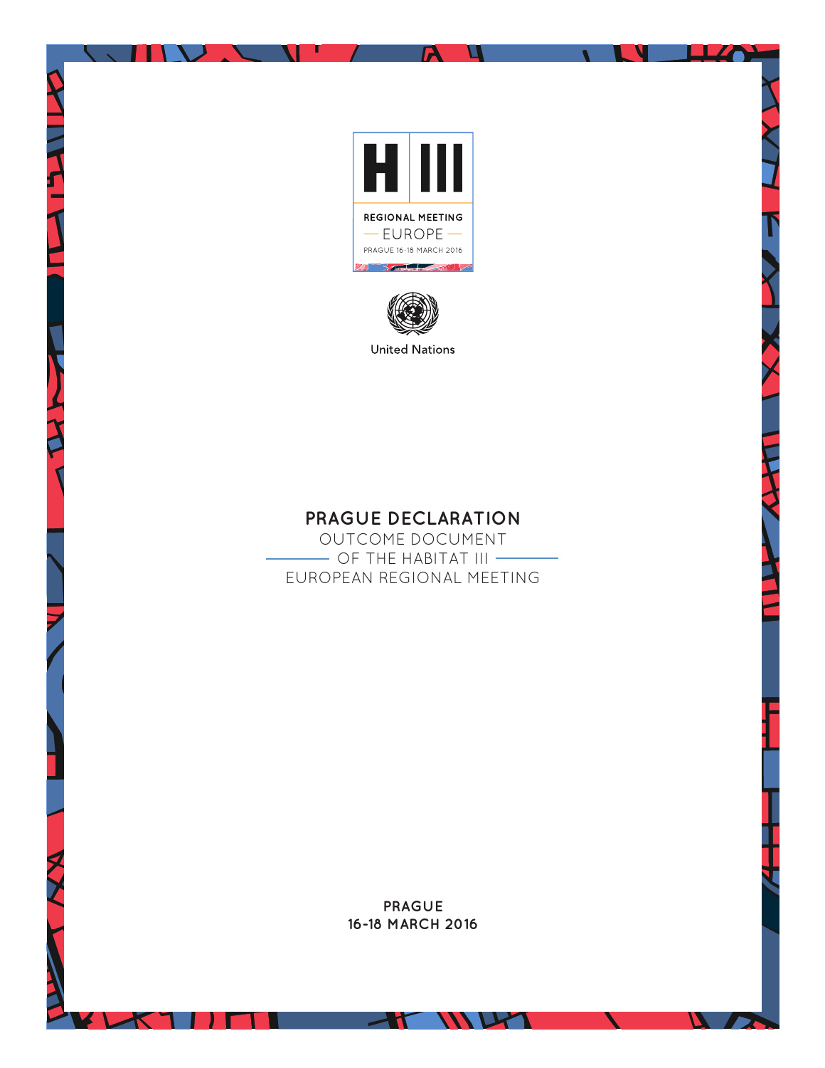H III

REGIONAL MEETING

— EUROPE —

PRAGUE 16-18 MARCH 2016

United Nations

# PRAGUE DECLARATION

OUTCOME DOCUMENT

OF THE HABITAT III

EUROPEAN REGIONAL MEETING

**PRAGUE**

**16-18 MARCH 2016**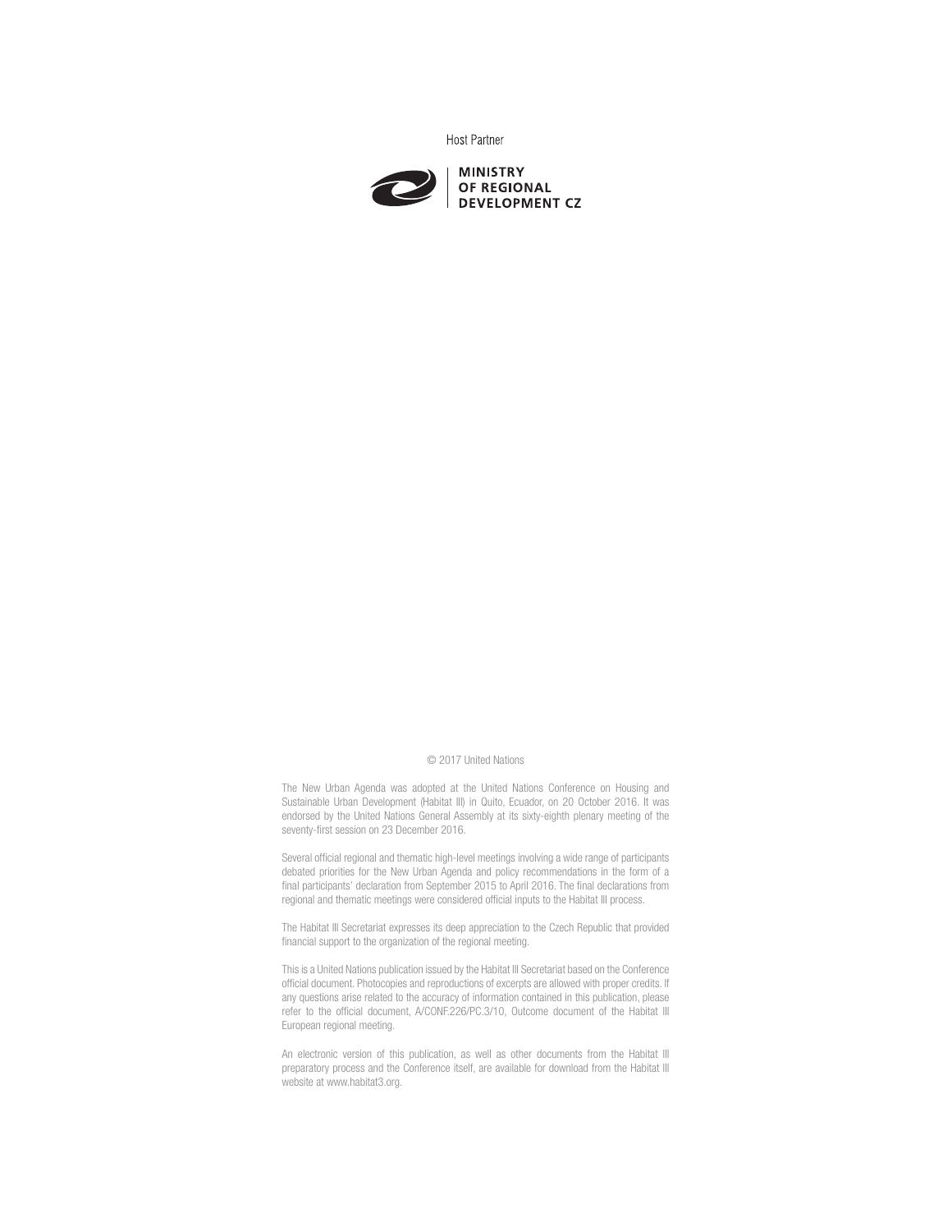Host Partner

MINISTRY
OF REGIONAL
DEVELOPMENT CZ

© 2017 United Nations

The New Urban Agenda was adopted at the United Nations Conference on Housing and Sustainable Urban Development (Habitat III) in Quito, Ecuador, on 20 October 2016. It was endorsed by the United Nations General Assembly at its sixty-eighth plenary meeting of the seventy-first session on 23 December 2016.

Several official regional and thematic high-level meetings involving a wide range of participants debated priorities for the New Urban Agenda and policy recommendations in the form of a final participants' declaration from September 2015 to April 2016. The final declarations from regional and thematic meetings were considered official inputs to the Habitat III process.

The Habitat III Secretariat expresses its deep appreciation to the Czech Republic that provided financial support to the organization of the regional meeting.

This is a United Nations publication issued by the Habitat III Secretariat based on the Conference official document. Photocopies and reproductions of excerpts are allowed with proper credits. If any questions arise related to the accuracy of information contained in this publication, please refer to the official document, A/CONF.226/PC.3/10, Outcome document of the Habitat III European regional meeting.

An electronic version of this publication, as well as other documents from the Habitat III preparatory process and the Conference itself, are available for download from the Habitat III website at www.habitat3.org.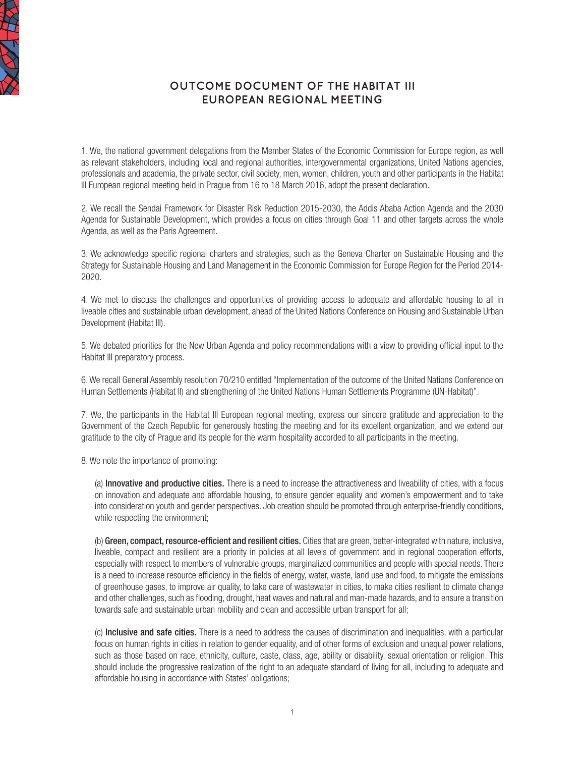# OUTCOME DOCUMENT OF THE HABITAT III EUROPEAN REGIONAL MEETING

1. We, the national government delegations from the Member States of the Economic Commission for Europe region, as well as relevant stakeholders, including local and regional authorities, intergovernmental organizations, United Nations agencies, professionals and academia, the private sector, civil society, men, women, children, youth and other participants in the Habitat III European regional meeting held in Prague from 16 to 18 March 2016, adopt the present declaration.

2. We recall the Sendai Framework for Disaster Risk Reduction 2015-2030, the Addis Ababa Action Agenda and the 2030 Agenda for Sustainable Development, which provides a focus on cities through Goal 11 and other targets across the whole Agenda, as well as the Paris Agreement.

3. We acknowledge specific regional charters and strategies, such as the Geneva Charter on Sustainable Housing and the Strategy for Sustainable Housing and Land Management in the Economic Commission for Europe Region for the Period 2014-2020.

4. We met to discuss the challenges and opportunities of providing access to adequate and affordable housing to all in liveable cities and sustainable urban development, ahead of the United Nations Conference on Housing and Sustainable Urban Development (Habitat III).

5. We debated priorities for the New Urban Agenda and policy recommendations with a view to providing official input to the Habitat III preparatory process.

6. We recall General Assembly resolution 70/210 entitled "Implementation of the outcome of the United Nations Conference on Human Settlements (Habitat II) and strengthening of the United Nations Human Settlements Programme (UN-Habitat)".

7. We, the participants in the Habitat III European regional meeting, express our sincere gratitude and appreciation to the Government of the Czech Republic for generously hosting the meeting and for its excellent organization, and we extend our gratitude to the city of Prague and its people for the warm hospitality accorded to all participants in the meeting.

8. We note the importance of promoting:

(a) **Innovative and productive cities.** There is a need to increase the attractiveness and liveability of cities, with a focus on innovation and adequate and affordable housing, to ensure gender equality and women's empowerment and to take into consideration youth and gender perspectives. Job creation should be promoted through enterprise-friendly conditions, while respecting the environment;

(b) **Green, compact, resource-efficient and resilient cities.** Cities that are green, better-integrated with nature, inclusive, liveable, compact and resilient are a priority in policies at all levels of government and in regional cooperation efforts, especially with respect to members of vulnerable groups, marginalized communities and people with special needs. There is a need to increase resource efficiency in the fields of energy, water, waste, land use and food, to mitigate the emissions of greenhouse gases, to improve air quality, to take care of wastewater in cities, to make cities resilient to climate change and other challenges, such as flooding, drought, heat waves and natural and man-made hazards, and to ensure a transition towards safe and sustainable urban mobility and clean and accessible urban transport for all;

(c) **Inclusive and safe cities.** There is a need to address the causes of discrimination and inequalities, with a particular focus on human rights in cities in relation to gender equality, and of other forms of exclusion and unequal power relations, such as those based on race, ethnicity, culture, caste, class, age, ability or disability, sexual orientation or religion. This should include the progressive realization of the right to an adequate standard of living for all, including to adequate and affordable housing in accordance with States' obligations;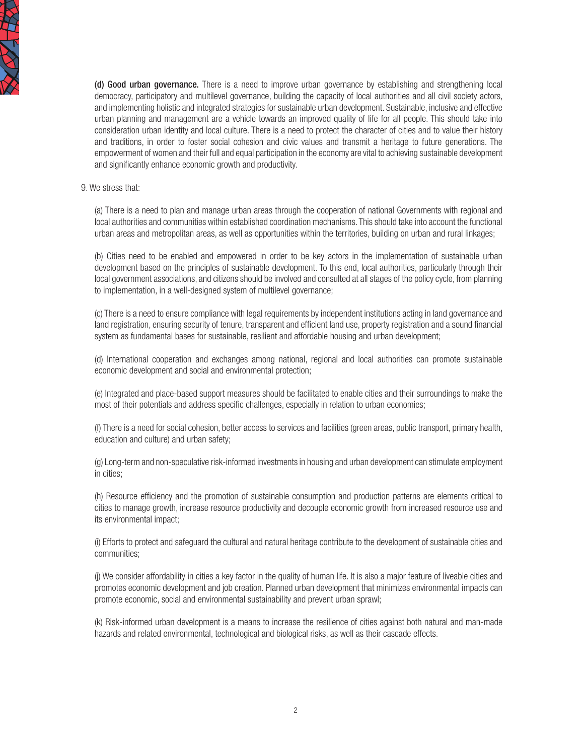**(d) Good urban governance.** There is a need to improve urban governance by establishing and strengthening local democracy, participatory and multilevel governance, building the capacity of local authorities and all civil society actors, and implementing holistic and integrated strategies for sustainable urban development. Sustainable, inclusive and effective urban planning and management are a vehicle towards an improved quality of life for all people. This should take into consideration urban identity and local culture. There is a need to protect the character of cities and to value their history and traditions, in order to foster social cohesion and civic values and transmit a heritage to future generations. The empowerment of women and their full and equal participation in the economy are vital to achieving sustainable development and significantly enhance economic growth and productivity.

9. We stress that:

(a) There is a need to plan and manage urban areas through the cooperation of national Governments with regional and local authorities and communities within established coordination mechanisms. This should take into account the functional urban areas and metropolitan areas, as well as opportunities within the territories, building on urban and rural linkages;

(b) Cities need to be enabled and empowered in order to be key actors in the implementation of sustainable urban development based on the principles of sustainable development. To this end, local authorities, particularly through their local government associations, and citizens should be involved and consulted at all stages of the policy cycle, from planning to implementation, in a well-designed system of multilevel governance;

(c) There is a need to ensure compliance with legal requirements by independent institutions acting in land governance and land registration, ensuring security of tenure, transparent and efficient land use, property registration and a sound financial system as fundamental bases for sustainable, resilient and affordable housing and urban development;

(d) International cooperation and exchanges among national, regional and local authorities can promote sustainable economic development and social and environmental protection;

(e) Integrated and place-based support measures should be facilitated to enable cities and their surroundings to make the most of their potentials and address specific challenges, especially in relation to urban economies;

(f) There is a need for social cohesion, better access to services and facilities (green areas, public transport, primary health, education and culture) and urban safety;

(g) Long-term and non-speculative risk-informed investments in housing and urban development can stimulate employment in cities;

(h) Resource efficiency and the promotion of sustainable consumption and production patterns are elements critical to cities to manage growth, increase resource productivity and decouple economic growth from increased resource use and its environmental impact;

(i) Efforts to protect and safeguard the cultural and natural heritage contribute to the development of sustainable cities and communities;

(j) We consider affordability in cities a key factor in the quality of human life. It is also a major feature of liveable cities and promotes economic development and job creation. Planned urban development that minimizes environmental impacts can promote economic, social and environmental sustainability and prevent urban sprawl;

(k) Risk-informed urban development is a means to increase the resilience of cities against both natural and man-made hazards and related environmental, technological and biological risks, as well as their cascade effects.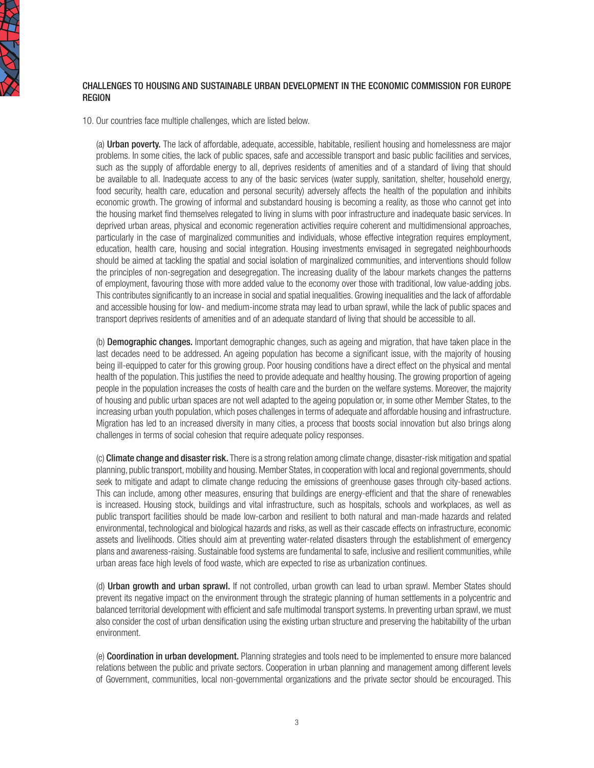## CHALLENGES TO HOUSING AND SUSTAINABLE URBAN DEVELOPMENT IN THE ECONOMIC COMMISSION FOR EUROPE REGION

10. Our countries face multiple challenges, which are listed below.

(a) **Urban poverty.** The lack of affordable, adequate, accessible, habitable, resilient housing and homelessness are major problems. In some cities, the lack of public spaces, safe and accessible transport and basic public facilities and services, such as the supply of affordable energy to all, deprives residents of amenities and of a standard of living that should be available to all. Inadequate access to any of the basic services (water supply, sanitation, shelter, household energy, food security, health care, education and personal security) adversely affects the health of the population and inhibits economic growth. The growing of informal and substandard housing is becoming a reality, as those who cannot get into the housing market find themselves relegated to living in slums with poor infrastructure and inadequate basic services. In deprived urban areas, physical and economic regeneration activities require coherent and multidimensional approaches, particularly in the case of marginalized communities and individuals, whose effective integration requires employment, education, health care, housing and social integration. Housing investments envisaged in segregated neighbourhoods should be aimed at tackling the spatial and social isolation of marginalized communities, and interventions should follow the principles of non-segregation and desegregation. The increasing duality of the labour markets changes the patterns of employment, favouring those with more added value to the economy over those with traditional, low value-adding jobs. This contributes significantly to an increase in social and spatial inequalities. Growing inequalities and the lack of affordable and accessible housing for low- and medium-income strata may lead to urban sprawl, while the lack of public spaces and transport deprives residents of amenities and of an adequate standard of living that should be accessible to all.

(b) **Demographic changes.** Important demographic changes, such as ageing and migration, that have taken place in the last decades need to be addressed. An ageing population has become a significant issue, with the majority of housing being ill-equipped to cater for this growing group. Poor housing conditions have a direct effect on the physical and mental health of the population. This justifies the need to provide adequate and healthy housing. The growing proportion of ageing people in the population increases the costs of health care and the burden on the welfare systems. Moreover, the majority of housing and public urban spaces are not well adapted to the ageing population or, in some other Member States, to the increasing urban youth population, which poses challenges in terms of adequate and affordable housing and infrastructure. Migration has led to an increased diversity in many cities, a process that boosts social innovation but also brings along challenges in terms of social cohesion that require adequate policy responses.

(c) **Climate change and disaster risk.** There is a strong relation among climate change, disaster-risk mitigation and spatial planning, public transport, mobility and housing. Member States, in cooperation with local and regional governments, should seek to mitigate and adapt to climate change reducing the emissions of greenhouse gases through city-based actions. This can include, among other measures, ensuring that buildings are energy-efficient and that the share of renewables is increased. Housing stock, buildings and vital infrastructure, such as hospitals, schools and workplaces, as well as public transport facilities should be made low-carbon and resilient to both natural and man-made hazards and related environmental, technological and biological hazards and risks, as well as their cascade effects on infrastructure, economic assets and livelihoods. Cities should aim at preventing water-related disasters through the establishment of emergency plans and awareness-raising. Sustainable food systems are fundamental to safe, inclusive and resilient communities, while urban areas face high levels of food waste, which are expected to rise as urbanization continues.

(d) **Urban growth and urban sprawl.** If not controlled, urban growth can lead to urban sprawl. Member States should prevent its negative impact on the environment through the strategic planning of human settlements in a polycentric and balanced territorial development with efficient and safe multimodal transport systems. In preventing urban sprawl, we must also consider the cost of urban densification using the existing urban structure and preserving the habitability of the urban environment.

(e) **Coordination in urban development.** Planning strategies and tools need to be implemented to ensure more balanced relations between the public and private sectors. Cooperation in urban planning and management among different levels of Government, communities, local non-governmental organizations and the private sector should be encouraged. This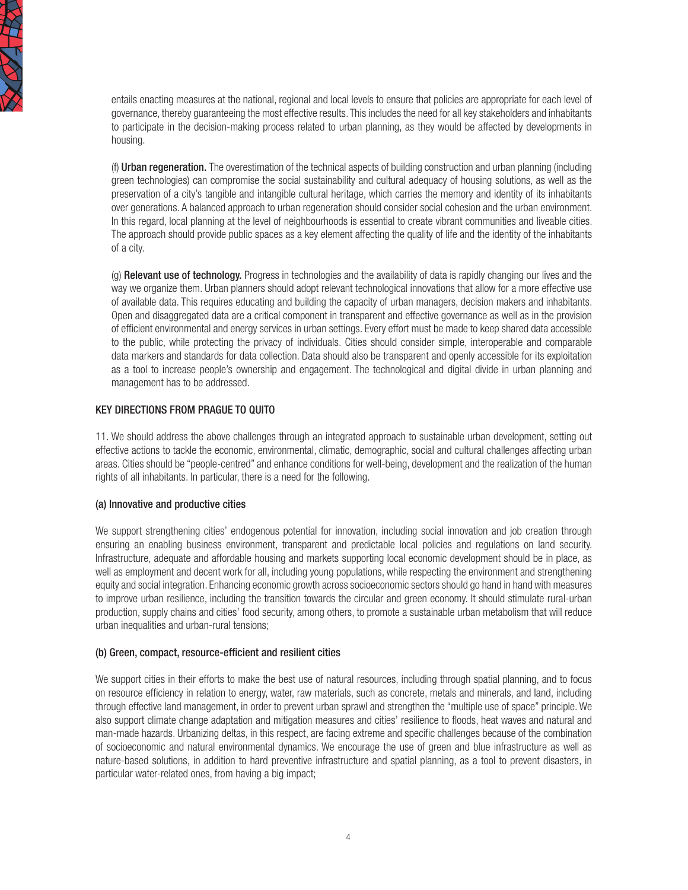entails enacting measures at the national, regional and local levels to ensure that policies are appropriate for each level of governance, thereby guaranteeing the most effective results. This includes the need for all key stakeholders and inhabitants to participate in the decision-making process related to urban planning, as they would be affected by developments in housing.

(f) **Urban regeneration.** The overestimation of the technical aspects of building construction and urban planning (including green technologies) can compromise the social sustainability and cultural adequacy of housing solutions, as well as the preservation of a city's tangible and intangible cultural heritage, which carries the memory and identity of its inhabitants over generations. A balanced approach to urban regeneration should consider social cohesion and the urban environment. In this regard, local planning at the level of neighbourhoods is essential to create vibrant communities and liveable cities. The approach should provide public spaces as a key element affecting the quality of life and the identity of the inhabitants of a city.

(g) **Relevant use of technology.** Progress in technologies and the availability of data is rapidly changing our lives and the way we organize them. Urban planners should adopt relevant technological innovations that allow for a more effective use of available data. This requires educating and building the capacity of urban managers, decision makers and inhabitants. Open and disaggregated data are a critical component in transparent and effective governance as well as in the provision of efficient environmental and energy services in urban settings. Every effort must be made to keep shared data accessible to the public, while protecting the privacy of individuals. Cities should consider simple, interoperable and comparable data markers and standards for data collection. Data should also be transparent and openly accessible for its exploitation as a tool to increase people's ownership and engagement. The technological and digital divide in urban planning and management has to be addressed.

## KEY DIRECTIONS FROM PRAGUE TO QUITO

11. We should address the above challenges through an integrated approach to sustainable urban development, setting out effective actions to tackle the economic, environmental, climatic, demographic, social and cultural challenges affecting urban areas. Cities should be "people-centred" and enhance conditions for well-being, development and the realization of the human rights of all inhabitants. In particular, there is a need for the following.

### (a) Innovative and productive cities

We support strengthening cities' endogenous potential for innovation, including social innovation and job creation through ensuring an enabling business environment, transparent and predictable local policies and regulations on land security. Infrastructure, adequate and affordable housing and markets supporting local economic development should be in place, as well as employment and decent work for all, including young populations, while respecting the environment and strengthening equity and social integration. Enhancing economic growth across socioeconomic sectors should go hand in hand with measures to improve urban resilience, including the transition towards the circular and green economy. It should stimulate rural-urban production, supply chains and cities' food security, among others, to promote a sustainable urban metabolism that will reduce urban inequalities and urban-rural tensions;

### (b) Green, compact, resource-efficient and resilient cities

We support cities in their efforts to make the best use of natural resources, including through spatial planning, and to focus on resource efficiency in relation to energy, water, raw materials, such as concrete, metals and minerals, and land, including through effective land management, in order to prevent urban sprawl and strengthen the "multiple use of space" principle. We also support climate change adaptation and mitigation measures and cities' resilience to floods, heat waves and natural and man-made hazards. Urbanizing deltas, in this respect, are facing extreme and specific challenges because of the combination of socioeconomic and natural environmental dynamics. We encourage the use of green and blue infrastructure as well as nature-based solutions, in addition to hard preventive infrastructure and spatial planning, as a tool to prevent disasters, in particular water-related ones, from having a big impact;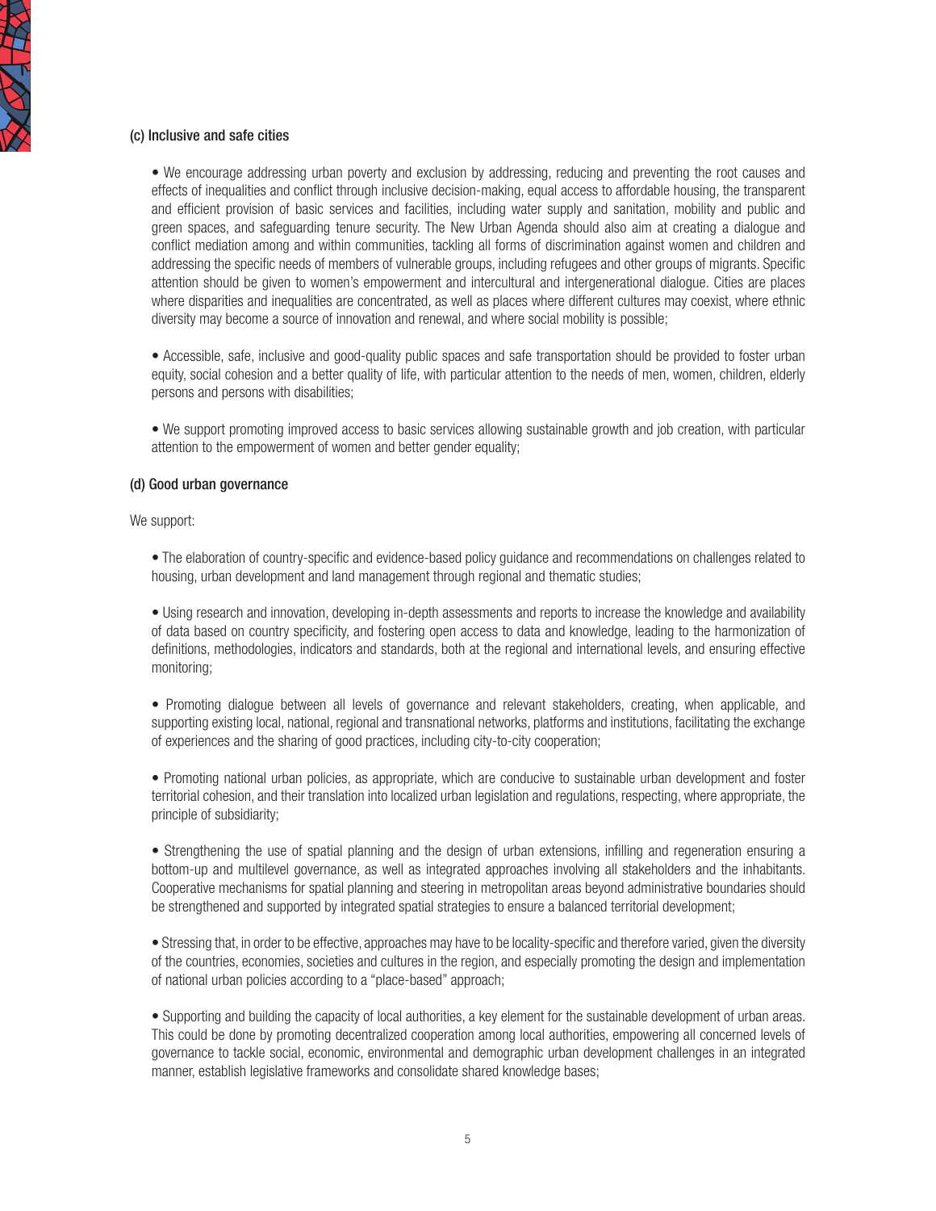### (c) Inclusive and safe cities

- We encourage addressing urban poverty and exclusion by addressing, reducing and preventing the root causes and effects of inequalities and conflict through inclusive decision-making, equal access to affordable housing, the transparent and efficient provision of basic services and facilities, including water supply and sanitation, mobility and public and green spaces, and safeguarding tenure security. The New Urban Agenda should also aim at creating a dialogue and conflict mediation among and within communities, tackling all forms of discrimination against women and children and addressing the specific needs of members of vulnerable groups, including refugees and other groups of migrants. Specific attention should be given to women's empowerment and intercultural and intergenerational dialogue. Cities are places where disparities and inequalities are concentrated, as well as places where different cultures may coexist, where ethnic diversity may become a source of innovation and renewal, and where social mobility is possible;

- Accessible, safe, inclusive and good-quality public spaces and safe transportation should be provided to foster urban equity, social cohesion and a better quality of life, with particular attention to the needs of men, women, children, elderly persons and persons with disabilities;

- We support promoting improved access to basic services allowing sustainable growth and job creation, with particular attention to the empowerment of women and better gender equality;

### (d) Good urban governance

We support:

- The elaboration of country-specific and evidence-based policy guidance and recommendations on challenges related to housing, urban development and land management through regional and thematic studies;

- Using research and innovation, developing in-depth assessments and reports to increase the knowledge and availability of data based on country specificity, and fostering open access to data and knowledge, leading to the harmonization of definitions, methodologies, indicators and standards, both at the regional and international levels, and ensuring effective monitoring;

- Promoting dialogue between all levels of governance and relevant stakeholders, creating, when applicable, and supporting existing local, national, regional and transnational networks, platforms and institutions, facilitating the exchange of experiences and the sharing of good practices, including city-to-city cooperation;

- Promoting national urban policies, as appropriate, which are conducive to sustainable urban development and foster territorial cohesion, and their translation into localized urban legislation and regulations, respecting, where appropriate, the principle of subsidiarity;

- Strengthening the use of spatial planning and the design of urban extensions, infilling and regeneration ensuring a bottom-up and multilevel governance, as well as integrated approaches involving all stakeholders and the inhabitants. Cooperative mechanisms for spatial planning and steering in metropolitan areas beyond administrative boundaries should be strengthened and supported by integrated spatial strategies to ensure a balanced territorial development;

- Stressing that, in order to be effective, approaches may have to be locality-specific and therefore varied, given the diversity of the countries, economies, societies and cultures in the region, and especially promoting the design and implementation of national urban policies according to a "place-based" approach;

- Supporting and building the capacity of local authorities, a key element for the sustainable development of urban areas. This could be done by promoting decentralized cooperation among local authorities, empowering all concerned levels of governance to tackle social, economic, environmental and demographic urban development challenges in an integrated manner, establish legislative frameworks and consolidate shared knowledge bases;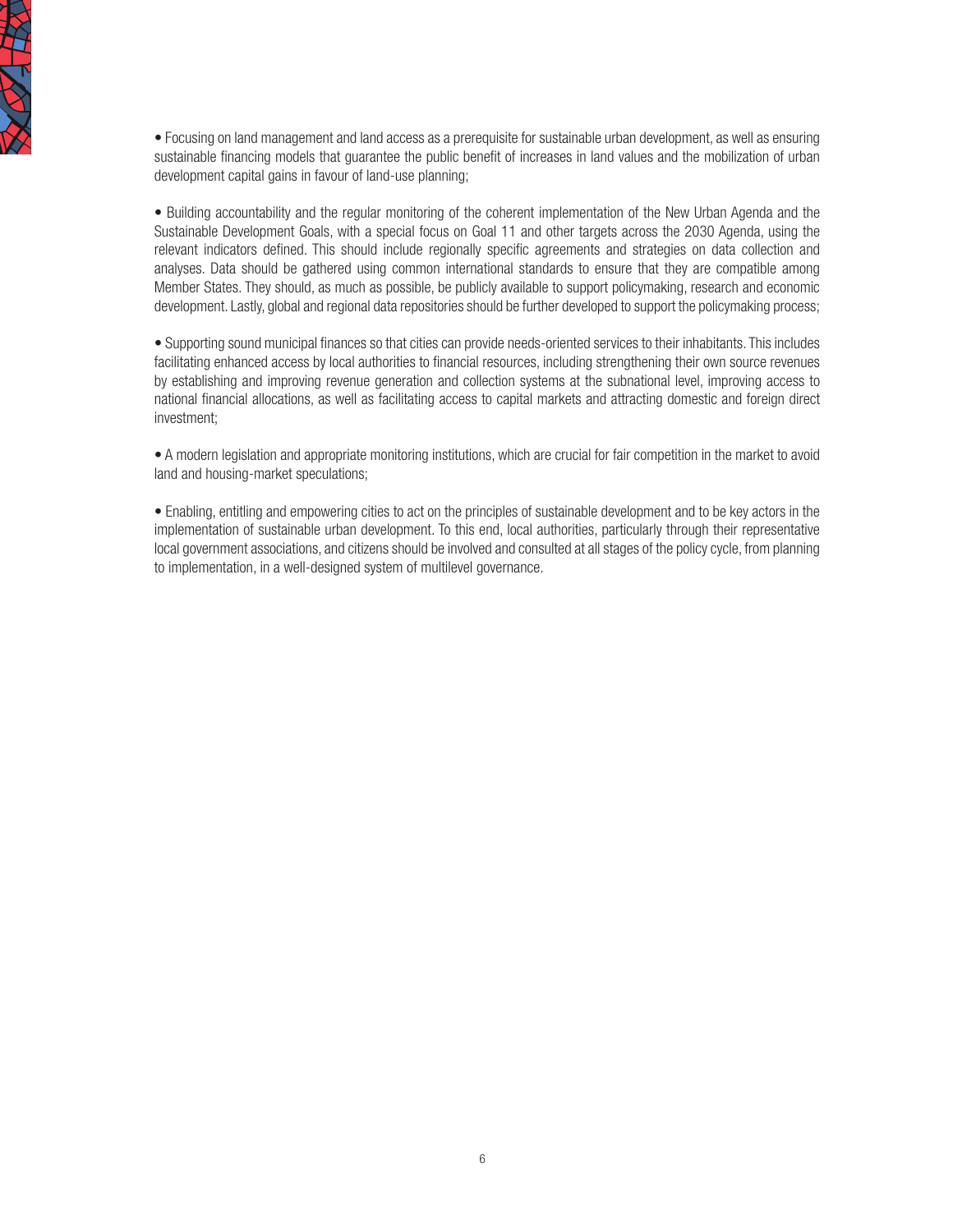- Focusing on land management and land access as a prerequisite for sustainable urban development, as well as ensuring sustainable financing models that guarantee the public benefit of increases in land values and the mobilization of urban development capital gains in favour of land-use planning;

- Building accountability and the regular monitoring of the coherent implementation of the New Urban Agenda and the Sustainable Development Goals, with a special focus on Goal 11 and other targets across the 2030 Agenda, using the relevant indicators defined. This should include regionally specific agreements and strategies on data collection and analyses. Data should be gathered using common international standards to ensure that they are compatible among Member States. They should, as much as possible, be publicly available to support policymaking, research and economic development. Lastly, global and regional data repositories should be further developed to support the policymaking process;

- Supporting sound municipal finances so that cities can provide needs-oriented services to their inhabitants. This includes facilitating enhanced access by local authorities to financial resources, including strengthening their own source revenues by establishing and improving revenue generation and collection systems at the subnational level, improving access to national financial allocations, as well as facilitating access to capital markets and attracting domestic and foreign direct investment;

- A modern legislation and appropriate monitoring institutions, which are crucial for fair competition in the market to avoid land and housing-market speculations;

- Enabling, entitling and empowering cities to act on the principles of sustainable development and to be key actors in the implementation of sustainable urban development. To this end, local authorities, particularly through their representative local government associations, and citizens should be involved and consulted at all stages of the policy cycle, from planning to implementation, in a well-designed system of multilevel governance.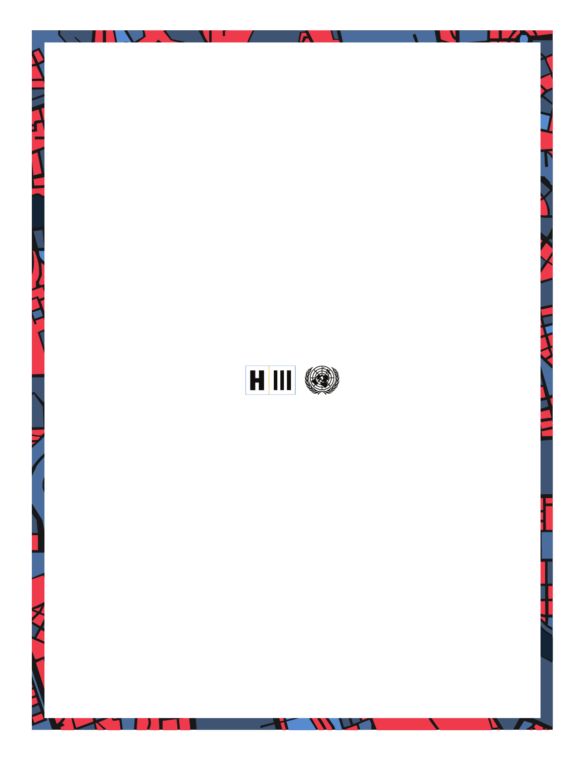H III